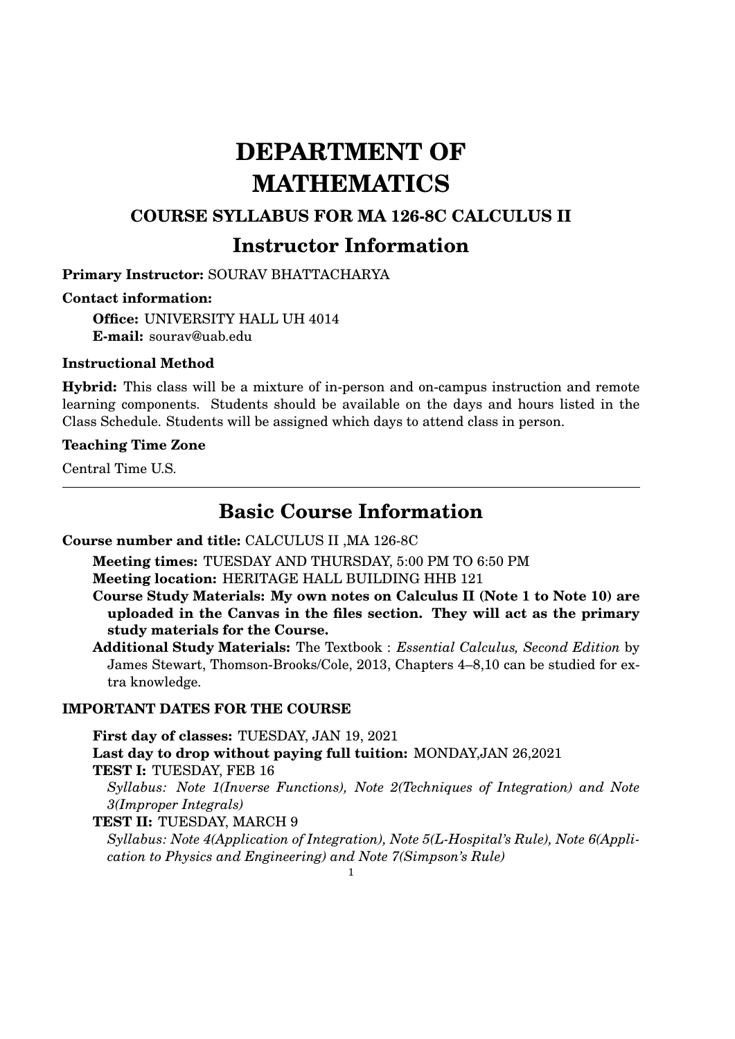# DEPARTMENT OF MATHEMATICS

### COURSE SYLLABUS FOR MA 126-8C CALCULUS II

## Instructor Information

**Primary Instructor:** SOURAV BHATTACHARYA

**Contact information:**

**Office:** UNIVERSITY HALL UH 4014
**E-mail:** sourav@uab.edu

**Instructional Method**

**Hybrid:** This class will be a mixture of in-person and on-campus instruction and remote learning components. Students should be available on the days and hours listed in the Class Schedule. Students will be assigned which days to attend class in person.

**Teaching Time Zone**

Central Time U.S.

---

## Basic Course Information

**Course number and title:** CALCULUS II ,MA 126-8C

**Meeting times:** TUESDAY AND THURSDAY, 5:00 PM TO 6:50 PM
**Meeting location:** HERITAGE HALL BUILDING HHB 121
**Course Study Materials: My own notes on Calculus II (Note 1 to Note 10) are uploaded in the Canvas in the files section. They will act as the primary study materials for the Course.**
**Additional Study Materials:** The Textbook : *Essential Calculus, Second Edition* by James Stewart, Thomson-Brooks/Cole, 2013, Chapters 4–8,10 can be studied for extra knowledge.

**IMPORTANT DATES FOR THE COURSE**

**First day of classes:** TUESDAY, JAN 19, 2021
**Last day to drop without paying full tuition:** MONDAY,JAN 26,2021
**TEST I:** TUESDAY, FEB 16
*Syllabus: Note 1(Inverse Functions), Note 2(Techniques of Integration) and Note 3(Improper Integrals)*
**TEST II:** TUESDAY, MARCH 9
*Syllabus: Note 4(Application of Integration), Note 5(L-Hospital's Rule), Note 6(Application to Physics and Engineering) and Note 7(Simpson's Rule)*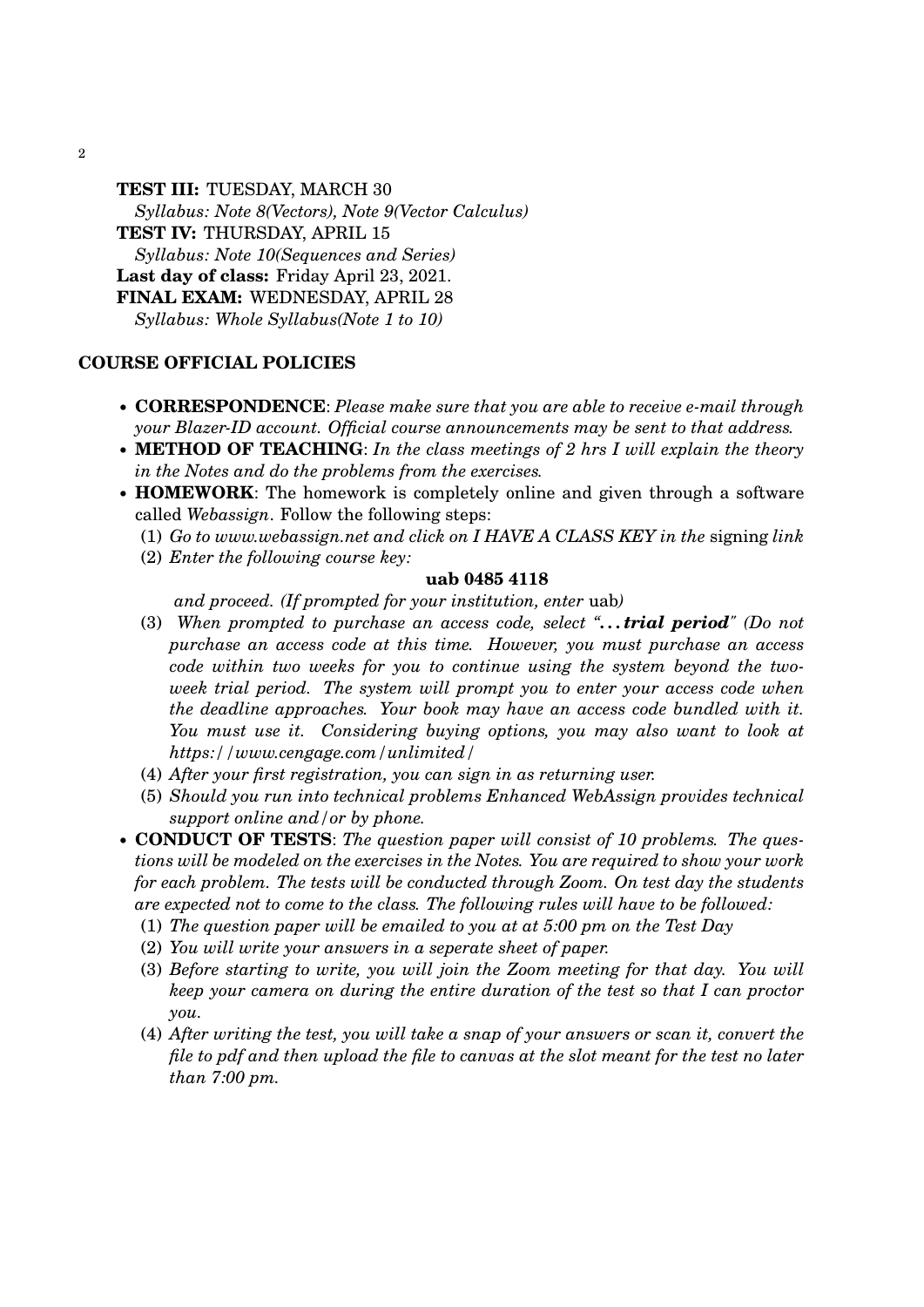**TEST III:** TUESDAY, MARCH 30
*Syllabus: Note 8(Vectors), Note 9(Vector Calculus)*
**TEST IV:** THURSDAY, APRIL 15
*Syllabus: Note 10(Sequences and Series)*
**Last day of class:** Friday April 23, 2021.
**FINAL EXAM:** WEDNESDAY, APRIL 28
*Syllabus: Whole Syllabus(Note 1 to 10)*

## COURSE OFFICIAL POLICIES

- **CORRESPONDENCE**: *Please make sure that you are able to receive e-mail through your Blazer-ID account. Official course announcements may be sent to that address.*
- **METHOD OF TEACHING**: *In the class meetings of 2 hrs I will explain the theory in the Notes and do the problems from the exercises.*
- **HOMEWORK**: The homework is completely online and given through a software called *Webassign*. Follow the following steps:
  1. *Go to www.webassign.net and click on I HAVE A CLASS KEY in the* signing *link*
  2. *Enter the following course key:*

     **uab 0485 4118**

     *and proceed. (If prompted for your institution, enter* uab*)*
  3. *When prompted to purchase an access code, select "...* ***trial period****" (Do not purchase an access code at this time. However, you must purchase an access code within two weeks for you to continue using the system beyond the two-week trial period. The system will prompt you to enter your access code when the deadline approaches. Your book may have an access code bundled with it. You must use it. Considering buying options, you may also want to look at https://www.cengage.com/unlimited/*
  4. *After your first registration, you can sign in as returning user.*
  5. *Should you run into technical problems Enhanced WebAssign provides technical support online and/or by phone.*
- **CONDUCT OF TESTS**: *The question paper will consist of 10 problems. The questions will be modeled on the exercises in the Notes. You are required to show your work for each problem. The tests will be conducted through Zoom. On test day the students are expected not to come to the class. The following rules will have to be followed:*
  1. *The question paper will be emailed to you at at 5:00 pm on the Test Day*
  2. *You will write your answers in a seperate sheet of paper.*
  3. *Before starting to write, you will join the Zoom meeting for that day. You will keep your camera on during the entire duration of the test so that I can proctor you.*
  4. *After writing the test, you will take a snap of your answers or scan it, convert the file to pdf and then upload the file to canvas at the slot meant for the test no later than 7:00 pm.*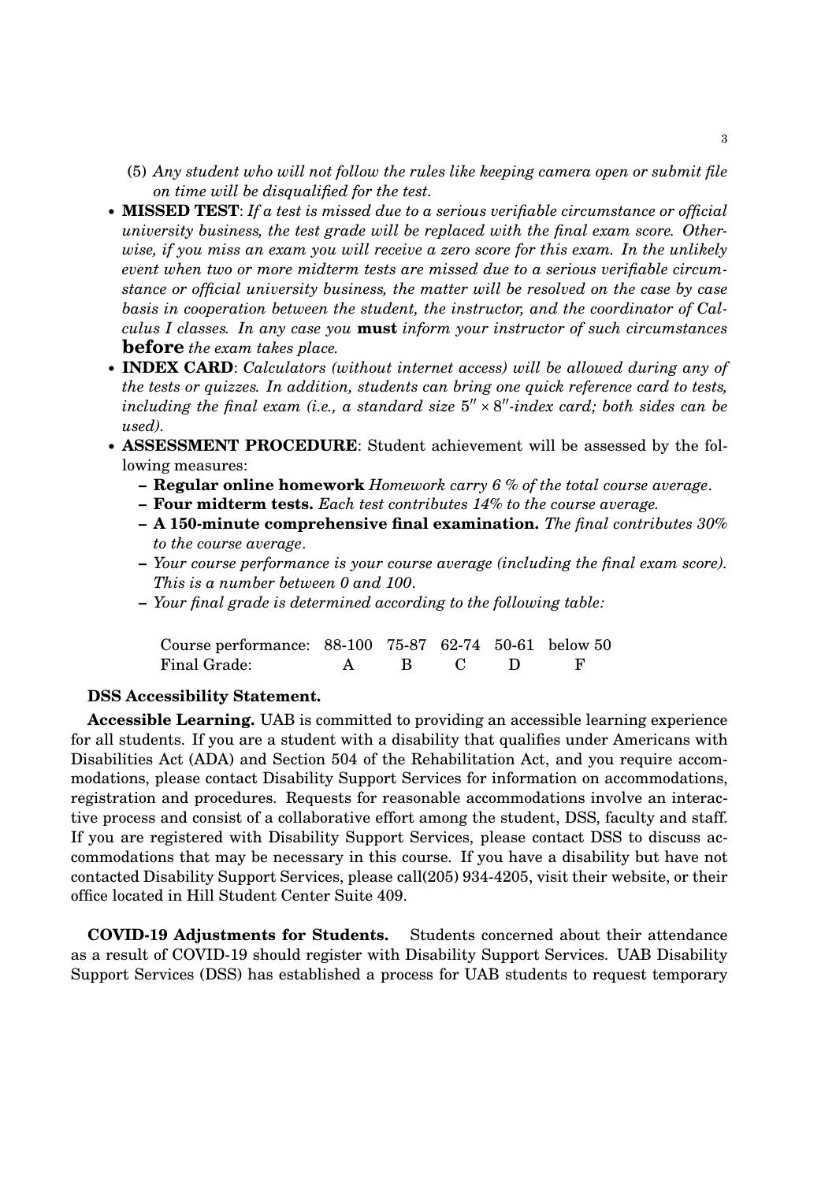(5) *Any student who will not follow the rules like keeping camera open or submit file on time will be disqualified for the test.*

- **MISSED TEST**: *If a test is missed due to a serious verifiable circumstance or official university business, the test grade will be replaced with the final exam score. Otherwise, if you miss an exam you will receive a zero score for this exam. In the unlikely event when two or more midterm tests are missed due to a serious verifiable circumstance or official university business, the matter will be resolved on the case by case basis in cooperation between the student, the instructor, and the coordinator of Calculus I classes. In any case you* **must** *inform your instructor of such circumstances* **before** *the exam takes place.*
- **INDEX CARD**: *Calculators (without internet access) will be allowed during any of the tests or quizzes. In addition, students can bring one quick reference card to tests, including the final exam (i.e., a standard size* $5'' \times 8''$*-index card; both sides can be used).*
- **ASSESSMENT PROCEDURE**: Student achievement will be assessed by the following measures:
  - **Regular online homework** *Homework carry 6 % of the total course average.*
  - **Four midterm tests.** *Each test contributes 14% to the course average.*
  - **A 150-minute comprehensive final examination.** *The final contributes 30% to the course average.*
  - *Your course performance is your course average (including the final exam score). This is a number between 0 and 100.*
  - *Your final grade is determined according to the following table:*

| Course performance: | 88-100 | 75-87 | 62-74 | 50-61 | below 50 |
|---|---|---|---|---|---|
| Final Grade: | A | B | C | D | F |

**DSS Accessibility Statement.**

**Accessible Learning.** UAB is committed to providing an accessible learning experience for all students. If you are a student with a disability that qualifies under Americans with Disabilities Act (ADA) and Section 504 of the Rehabilitation Act, and you require accommodations, please contact Disability Support Services for information on accommodations, registration and procedures. Requests for reasonable accommodations involve an interactive process and consist of a collaborative effort among the student, DSS, faculty and staff. If you are registered with Disability Support Services, please contact DSS to discuss accommodations that may be necessary in this course. If you have a disability but have not contacted Disability Support Services, please call(205) 934-4205, visit their website, or their office located in Hill Student Center Suite 409.

**COVID-19 Adjustments for Students.** Students concerned about their attendance as a result of COVID-19 should register with Disability Support Services. UAB Disability Support Services (DSS) has established a process for UAB students to request temporary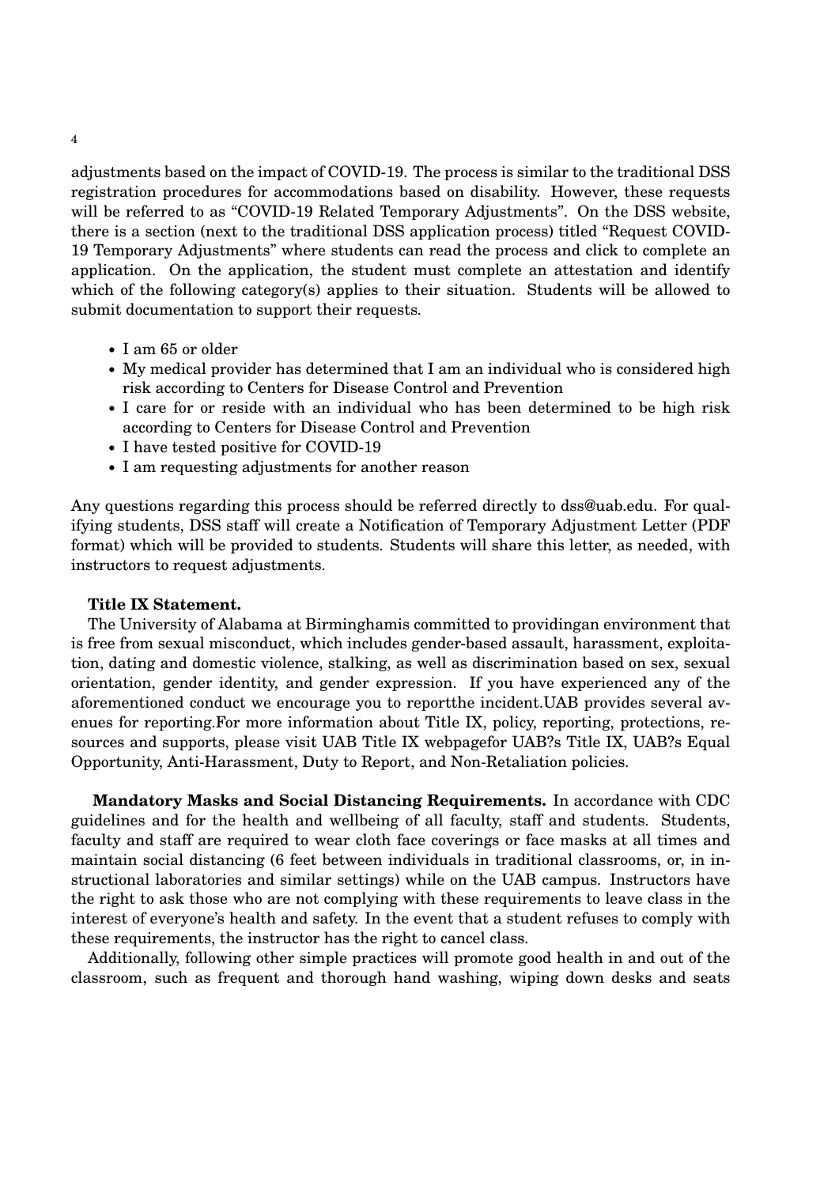adjustments based on the impact of COVID-19. The process is similar to the traditional DSS registration procedures for accommodations based on disability. However, these requests will be referred to as "COVID-19 Related Temporary Adjustments". On the DSS website, there is a section (next to the traditional DSS application process) titled "Request COVID-19 Temporary Adjustments" where students can read the process and click to complete an application. On the application, the student must complete an attestation and identify which of the following category(s) applies to their situation. Students will be allowed to submit documentation to support their requests.

- I am 65 or older
- My medical provider has determined that I am an individual who is considered high risk according to Centers for Disease Control and Prevention
- I care for or reside with an individual who has been determined to be high risk according to Centers for Disease Control and Prevention
- I have tested positive for COVID-19
- I am requesting adjustments for another reason

Any questions regarding this process should be referred directly to dss@uab.edu. For qualifying students, DSS staff will create a Notification of Temporary Adjustment Letter (PDF format) which will be provided to students. Students will share this letter, as needed, with instructors to request adjustments.

**Title IX Statement.**
The University of Alabama at Birminghamis committed to providingan environment that is free from sexual misconduct, which includes gender-based assault, harassment, exploitation, dating and domestic violence, stalking, as well as discrimination based on sex, sexual orientation, gender identity, and gender expression. If you have experienced any of the aforementioned conduct we encourage you to reportthe incident.UAB provides several avenues for reporting.For more information about Title IX, policy, reporting, protections, resources and supports, please visit UAB Title IX webpagefor UAB?s Title IX, UAB?s Equal Opportunity, Anti-Harassment, Duty to Report, and Non-Retaliation policies.

**Mandatory Masks and Social Distancing Requirements.** In accordance with CDC guidelines and for the health and wellbeing of all faculty, staff and students. Students, faculty and staff are required to wear cloth face coverings or face masks at all times and maintain social distancing (6 feet between individuals in traditional classrooms, or, in instructional laboratories and similar settings) while on the UAB campus. Instructors have the right to ask those who are not complying with these requirements to leave class in the interest of everyone's health and safety. In the event that a student refuses to comply with these requirements, the instructor has the right to cancel class.

Additionally, following other simple practices will promote good health in and out of the classroom, such as frequent and thorough hand washing, wiping down desks and seats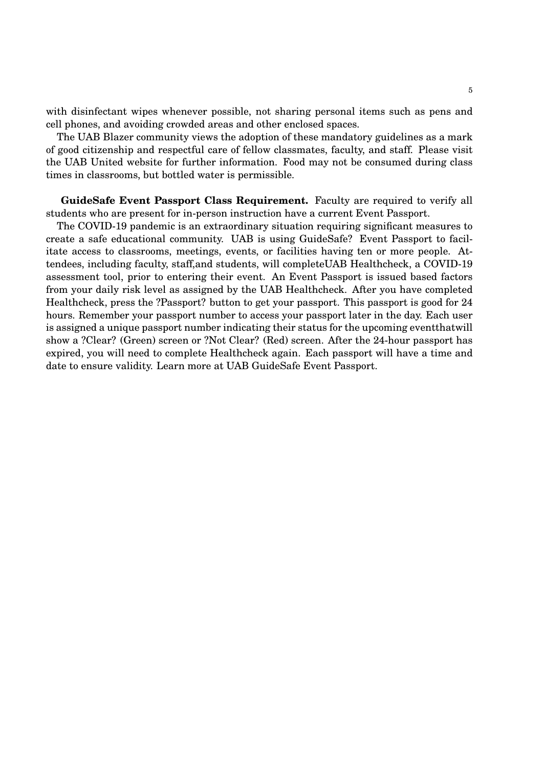with disinfectant wipes whenever possible, not sharing personal items such as pens and cell phones, and avoiding crowded areas and other enclosed spaces.

The UAB Blazer community views the adoption of these mandatory guidelines as a mark of good citizenship and respectful care of fellow classmates, faculty, and staff. Please visit the UAB United website for further information. Food may not be consumed during class times in classrooms, but bottled water is permissible.

**GuideSafe Event Passport Class Requirement.** Faculty are required to verify all students who are present for in-person instruction have a current Event Passport.

The COVID-19 pandemic is an extraordinary situation requiring significant measures to create a safe educational community. UAB is using GuideSafe? Event Passport to facilitate access to classrooms, meetings, events, or facilities having ten or more people. Attendees, including faculty, staff,and students, will completeUAB Healthcheck, a COVID-19 assessment tool, prior to entering their event. An Event Passport is issued based factors from your daily risk level as assigned by the UAB Healthcheck. After you have completed Healthcheck, press the ?Passport? button to get your passport. This passport is good for 24 hours. Remember your passport number to access your passport later in the day. Each user is assigned a unique passport number indicating their status for the upcoming eventthatwill show a ?Clear? (Green) screen or ?Not Clear? (Red) screen. After the 24-hour passport has expired, you will need to complete Healthcheck again. Each passport will have a time and date to ensure validity. Learn more at UAB GuideSafe Event Passport.